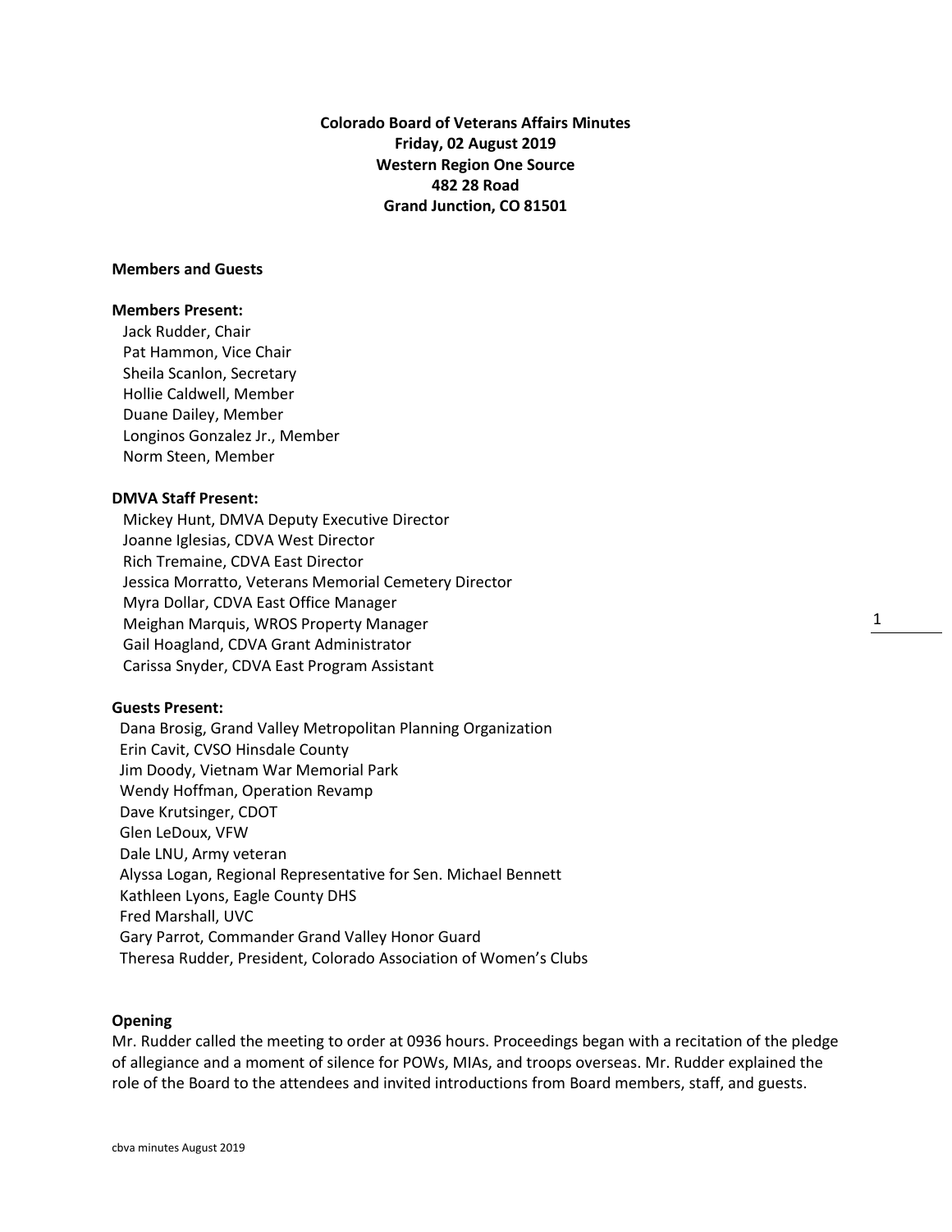**Colorado Board of Veterans Affairs Minutes**
**Friday, 02 August 2019**
**Western Region One Source**
**482 28 Road**
**Grand Junction, CO 81501**

**Members and Guests**

**Members Present:**

Jack Rudder, Chair
Pat Hammon, Vice Chair
Sheila Scanlon, Secretary
Hollie Caldwell, Member
Duane Dailey, Member
Longinos Gonzalez Jr., Member
Norm Steen, Member

**DMVA Staff Present:**

Mickey Hunt, DMVA Deputy Executive Director
Joanne Iglesias, CDVA West Director
Rich Tremaine, CDVA East Director
Jessica Morratto, Veterans Memorial Cemetery Director
Myra Dollar, CDVA East Office Manager
Meighan Marquis, WROS Property Manager
Gail Hoagland, CDVA Grant Administrator
Carissa Snyder, CDVA East Program Assistant

**Guests Present:**

Dana Brosig, Grand Valley Metropolitan Planning Organization
Erin Cavit, CVSO Hinsdale County
Jim Doody, Vietnam War Memorial Park
Wendy Hoffman, Operation Revamp
Dave Krutsinger, CDOT
Glen LeDoux, VFW
Dale LNU, Army veteran
Alyssa Logan, Regional Representative for Sen. Michael Bennett
Kathleen Lyons, Eagle County DHS
Fred Marshall, UVC
Gary Parrot, Commander Grand Valley Honor Guard
Theresa Rudder, President, Colorado Association of Women's Clubs

**Opening**

Mr. Rudder called the meeting to order at 0936 hours. Proceedings began with a recitation of the pledge of allegiance and a moment of silence for POWs, MIAs, and troops overseas. Mr. Rudder explained the role of the Board to the attendees and invited introductions from Board members, staff, and guests.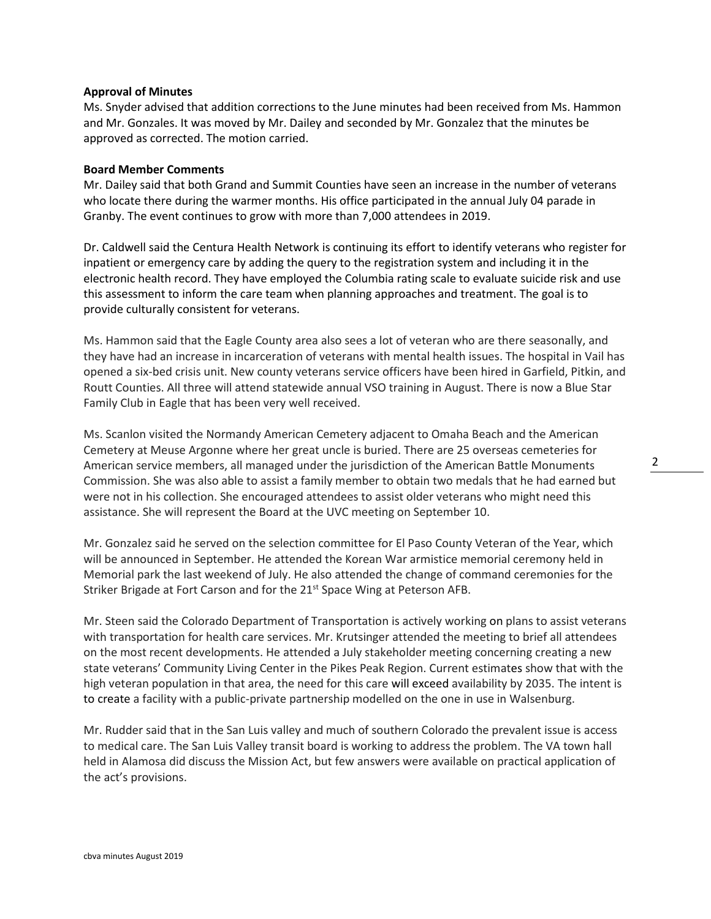**Approval of Minutes**

Ms. Snyder advised that addition corrections to the June minutes had been received from Ms. Hammon and Mr. Gonzales. It was moved by Mr. Dailey and seconded by Mr. Gonzalez that the minutes be approved as corrected. The motion carried.

**Board Member Comments**

Mr. Dailey said that both Grand and Summit Counties have seen an increase in the number of veterans who locate there during the warmer months. His office participated in the annual July 04 parade in Granby. The event continues to grow with more than 7,000 attendees in 2019.

Dr. Caldwell said the Centura Health Network is continuing its effort to identify veterans who register for inpatient or emergency care by adding the query to the registration system and including it in the electronic health record. They have employed the Columbia rating scale to evaluate suicide risk and use this assessment to inform the care team when planning approaches and treatment. The goal is to provide culturally consistent for veterans.

Ms. Hammon said that the Eagle County area also sees a lot of veteran who are there seasonally, and they have had an increase in incarceration of veterans with mental health issues. The hospital in Vail has opened a six-bed crisis unit. New county veterans service officers have been hired in Garfield, Pitkin, and Routt Counties. All three will attend statewide annual VSO training in August. There is now a Blue Star Family Club in Eagle that has been very well received.

Ms. Scanlon visited the Normandy American Cemetery adjacent to Omaha Beach and the American Cemetery at Meuse Argonne where her great uncle is buried. There are 25 overseas cemeteries for American service members, all managed under the jurisdiction of the American Battle Monuments Commission. She was also able to assist a family member to obtain two medals that he had earned but were not in his collection. She encouraged attendees to assist older veterans who might need this assistance. She will represent the Board at the UVC meeting on September 10.

Mr. Gonzalez said he served on the selection committee for El Paso County Veteran of the Year, which will be announced in September. He attended the Korean War armistice memorial ceremony held in Memorial park the last weekend of July. He also attended the change of command ceremonies for the Striker Brigade at Fort Carson and for the 21st Space Wing at Peterson AFB.

Mr. Steen said the Colorado Department of Transportation is actively working on plans to assist veterans with transportation for health care services. Mr. Krutsinger attended the meeting to brief all attendees on the most recent developments. He attended a July stakeholder meeting concerning creating a new state veterans' Community Living Center in the Pikes Peak Region. Current estimates show that with the high veteran population in that area, the need for this care will exceed availability by 2035. The intent is to create a facility with a public-private partnership modelled on the one in use in Walsenburg.

Mr. Rudder said that in the San Luis valley and much of southern Colorado the prevalent issue is access to medical care. The San Luis Valley transit board is working to address the problem. The VA town hall held in Alamosa did discuss the Mission Act, but few answers were available on practical application of the act's provisions.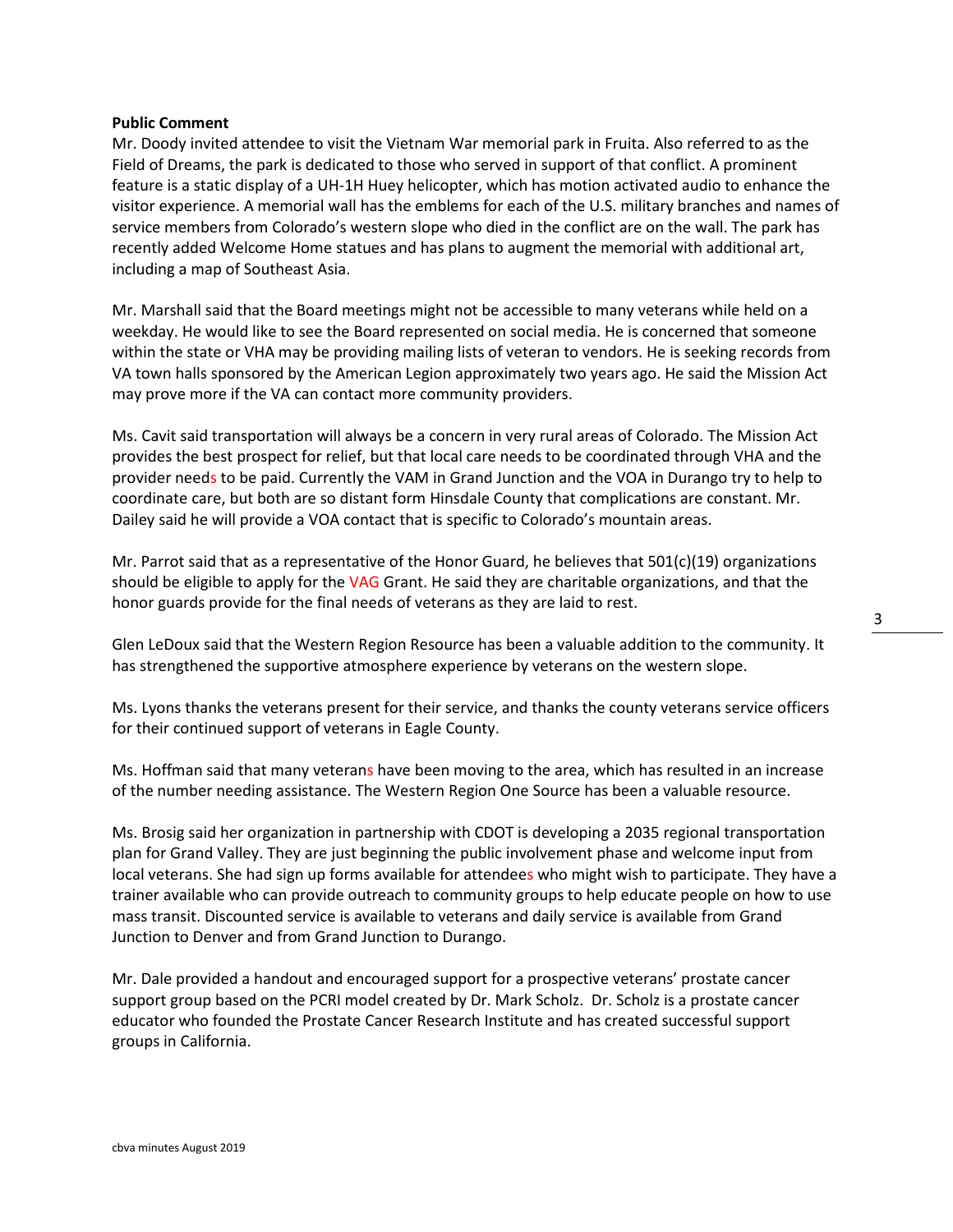**Public Comment**

Mr. Doody invited attendee to visit the Vietnam War memorial park in Fruita. Also referred to as the Field of Dreams, the park is dedicated to those who served in support of that conflict. A prominent feature is a static display of a UH-1H Huey helicopter, which has motion activated audio to enhance the visitor experience. A memorial wall has the emblems for each of the U.S. military branches and names of service members from Colorado's western slope who died in the conflict are on the wall. The park has recently added Welcome Home statues and has plans to augment the memorial with additional art, including a map of Southeast Asia.

Mr. Marshall said that the Board meetings might not be accessible to many veterans while held on a weekday. He would like to see the Board represented on social media. He is concerned that someone within the state or VHA may be providing mailing lists of veteran to vendors. He is seeking records from VA town halls sponsored by the American Legion approximately two years ago. He said the Mission Act may prove more if the VA can contact more community providers.

Ms. Cavit said transportation will always be a concern in very rural areas of Colorado. The Mission Act provides the best prospect for relief, but that local care needs to be coordinated through VHA and the provider needs to be paid. Currently the VAM in Grand Junction and the VOA in Durango try to help to coordinate care, but both are so distant form Hinsdale County that complications are constant. Mr. Dailey said he will provide a VOA contact that is specific to Colorado's mountain areas.

Mr. Parrot said that as a representative of the Honor Guard, he believes that 501(c)(19) organizations should be eligible to apply for the VAG Grant. He said they are charitable organizations, and that the honor guards provide for the final needs of veterans as they are laid to rest.

Glen LeDoux said that the Western Region Resource has been a valuable addition to the community. It has strengthened the supportive atmosphere experience by veterans on the western slope.

Ms. Lyons thanks the veterans present for their service, and thanks the county veterans service officers for their continued support of veterans in Eagle County.

Ms. Hoffman said that many veterans have been moving to the area, which has resulted in an increase of the number needing assistance. The Western Region One Source has been a valuable resource.

Ms. Brosig said her organization in partnership with CDOT is developing a 2035 regional transportation plan for Grand Valley. They are just beginning the public involvement phase and welcome input from local veterans. She had sign up forms available for attendees who might wish to participate. They have a trainer available who can provide outreach to community groups to help educate people on how to use mass transit. Discounted service is available to veterans and daily service is available from Grand Junction to Denver and from Grand Junction to Durango.

Mr. Dale provided a handout and encouraged support for a prospective veterans' prostate cancer support group based on the PCRI model created by Dr. Mark Scholz. Dr. Scholz is a prostate cancer educator who founded the Prostate Cancer Research Institute and has created successful support groups in California.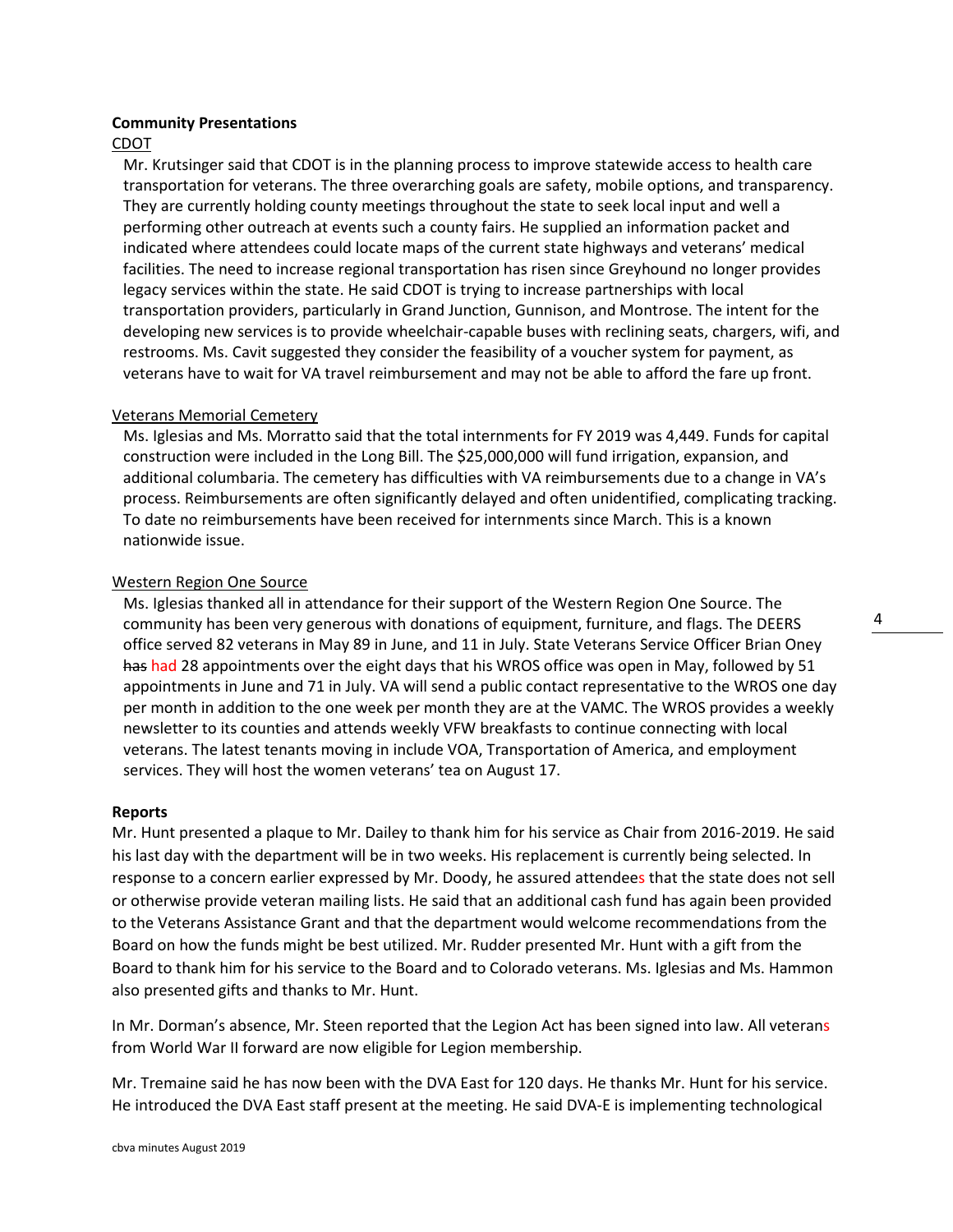**Community Presentations**

CDOT

Mr. Krutsinger said that CDOT is in the planning process to improve statewide access to health care transportation for veterans. The three overarching goals are safety, mobile options, and transparency. They are currently holding county meetings throughout the state to seek local input and well a performing other outreach at events such a county fairs. He supplied an information packet and indicated where attendees could locate maps of the current state highways and veterans' medical facilities. The need to increase regional transportation has risen since Greyhound no longer provides legacy services within the state. He said CDOT is trying to increase partnerships with local transportation providers, particularly in Grand Junction, Gunnison, and Montrose. The intent for the developing new services is to provide wheelchair-capable buses with reclining seats, chargers, wifi, and restrooms. Ms. Cavit suggested they consider the feasibility of a voucher system for payment, as veterans have to wait for VA travel reimbursement and may not be able to afford the fare up front.

Veterans Memorial Cemetery

Ms. Iglesias and Ms. Morratto said that the total internments for FY 2019 was 4,449. Funds for capital construction were included in the Long Bill. The $25,000,000 will fund irrigation, expansion, and additional columbaria. The cemetery has difficulties with VA reimbursements due to a change in VA's process. Reimbursements are often significantly delayed and often unidentified, complicating tracking. To date no reimbursements have been received for internments since March. This is a known nationwide issue.

Western Region One Source

Ms. Iglesias thanked all in attendance for their support of the Western Region One Source. The community has been very generous with donations of equipment, furniture, and flags. The DEERS office served 82 veterans in May 89 in June, and 11 in July. State Veterans Service Officer Brian Oney ~~has~~ had 28 appointments over the eight days that his WROS office was open in May, followed by 51 appointments in June and 71 in July. VA will send a public contact representative to the WROS one day per month in addition to the one week per month they are at the VAMC. The WROS provides a weekly newsletter to its counties and attends weekly VFW breakfasts to continue connecting with local veterans. The latest tenants moving in include VOA, Transportation of America, and employment services. They will host the women veterans' tea on August 17.

**Reports**

Mr. Hunt presented a plaque to Mr. Dailey to thank him for his service as Chair from 2016-2019. He said his last day with the department will be in two weeks. His replacement is currently being selected. In response to a concern earlier expressed by Mr. Doody, he assured attendees that the state does not sell or otherwise provide veteran mailing lists. He said that an additional cash fund has again been provided to the Veterans Assistance Grant and that the department would welcome recommendations from the Board on how the funds might be best utilized. Mr. Rudder presented Mr. Hunt with a gift from the Board to thank him for his service to the Board and to Colorado veterans. Ms. Iglesias and Ms. Hammon also presented gifts and thanks to Mr. Hunt.

In Mr. Dorman's absence, Mr. Steen reported that the Legion Act has been signed into law. All veterans from World War II forward are now eligible for Legion membership.

Mr. Tremaine said he has now been with the DVA East for 120 days. He thanks Mr. Hunt for his service. He introduced the DVA East staff present at the meeting. He said DVA-E is implementing technological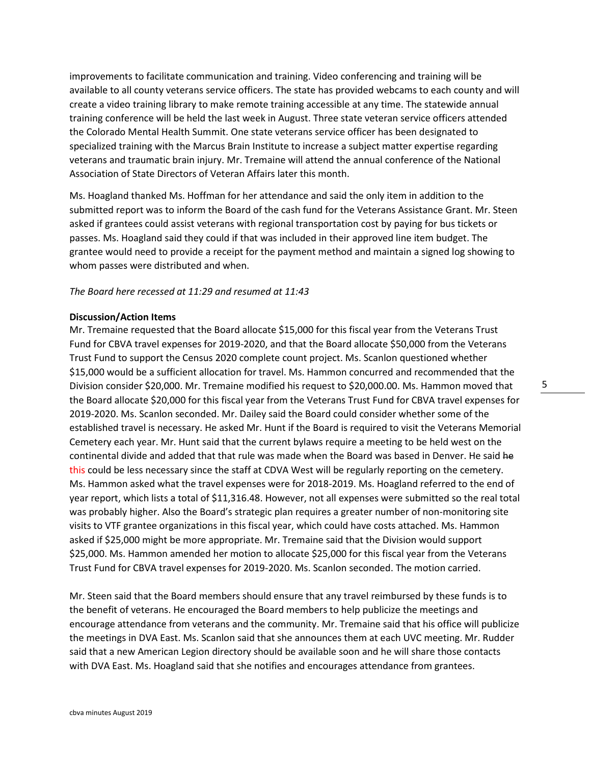improvements to facilitate communication and training. Video conferencing and training will be available to all county veterans service officers. The state has provided webcams to each county and will create a video training library to make remote training accessible at any time. The statewide annual training conference will be held the last week in August. Three state veteran service officers attended the Colorado Mental Health Summit. One state veterans service officer has been designated to specialized training with the Marcus Brain Institute to increase a subject matter expertise regarding veterans and traumatic brain injury. Mr. Tremaine will attend the annual conference of the National Association of State Directors of Veteran Affairs later this month.

Ms. Hoagland thanked Ms. Hoffman for her attendance and said the only item in addition to the submitted report was to inform the Board of the cash fund for the Veterans Assistance Grant. Mr. Steen asked if grantees could assist veterans with regional transportation cost by paying for bus tickets or passes. Ms. Hoagland said they could if that was included in their approved line item budget. The grantee would need to provide a receipt for the payment method and maintain a signed log showing to whom passes were distributed and when.

*The Board here recessed at 11:29 and resumed at 11:43*

**Discussion/Action Items**

Mr. Tremaine requested that the Board allocate $15,000 for this fiscal year from the Veterans Trust Fund for CBVA travel expenses for 2019-2020, and that the Board allocate $50,000 from the Veterans Trust Fund to support the Census 2020 complete count project. Ms. Scanlon questioned whether $15,000 would be a sufficient allocation for travel. Ms. Hammon concurred and recommended that the Division consider $20,000. Mr. Tremaine modified his request to $20,000.00. Ms. Hammon moved that the Board allocate $20,000 for this fiscal year from the Veterans Trust Fund for CBVA travel expenses for 2019-2020. Ms. Scanlon seconded. Mr. Dailey said the Board could consider whether some of the established travel is necessary. He asked Mr. Hunt if the Board is required to visit the Veterans Memorial Cemetery each year. Mr. Hunt said that the current bylaws require a meeting to be held west on the continental divide and added that that rule was made when the Board was based in Denver. He said ~~he~~ this could be less necessary since the staff at CDVA West will be regularly reporting on the cemetery. Ms. Hammon asked what the travel expenses were for 2018-2019. Ms. Hoagland referred to the end of year report, which lists a total of $11,316.48. However, not all expenses were submitted so the real total was probably higher. Also the Board's strategic plan requires a greater number of non-monitoring site visits to VTF grantee organizations in this fiscal year, which could have costs attached. Ms. Hammon asked if $25,000 might be more appropriate. Mr. Tremaine said that the Division would support $25,000. Ms. Hammon amended her motion to allocate $25,000 for this fiscal year from the Veterans Trust Fund for CBVA travel expenses for 2019-2020. Ms. Scanlon seconded. The motion carried.

Mr. Steen said that the Board members should ensure that any travel reimbursed by these funds is to the benefit of veterans. He encouraged the Board members to help publicize the meetings and encourage attendance from veterans and the community. Mr. Tremaine said that his office will publicize the meetings in DVA East. Ms. Scanlon said that she announces them at each UVC meeting. Mr. Rudder said that a new American Legion directory should be available soon and he will share those contacts with DVA East. Ms. Hoagland said that she notifies and encourages attendance from grantees.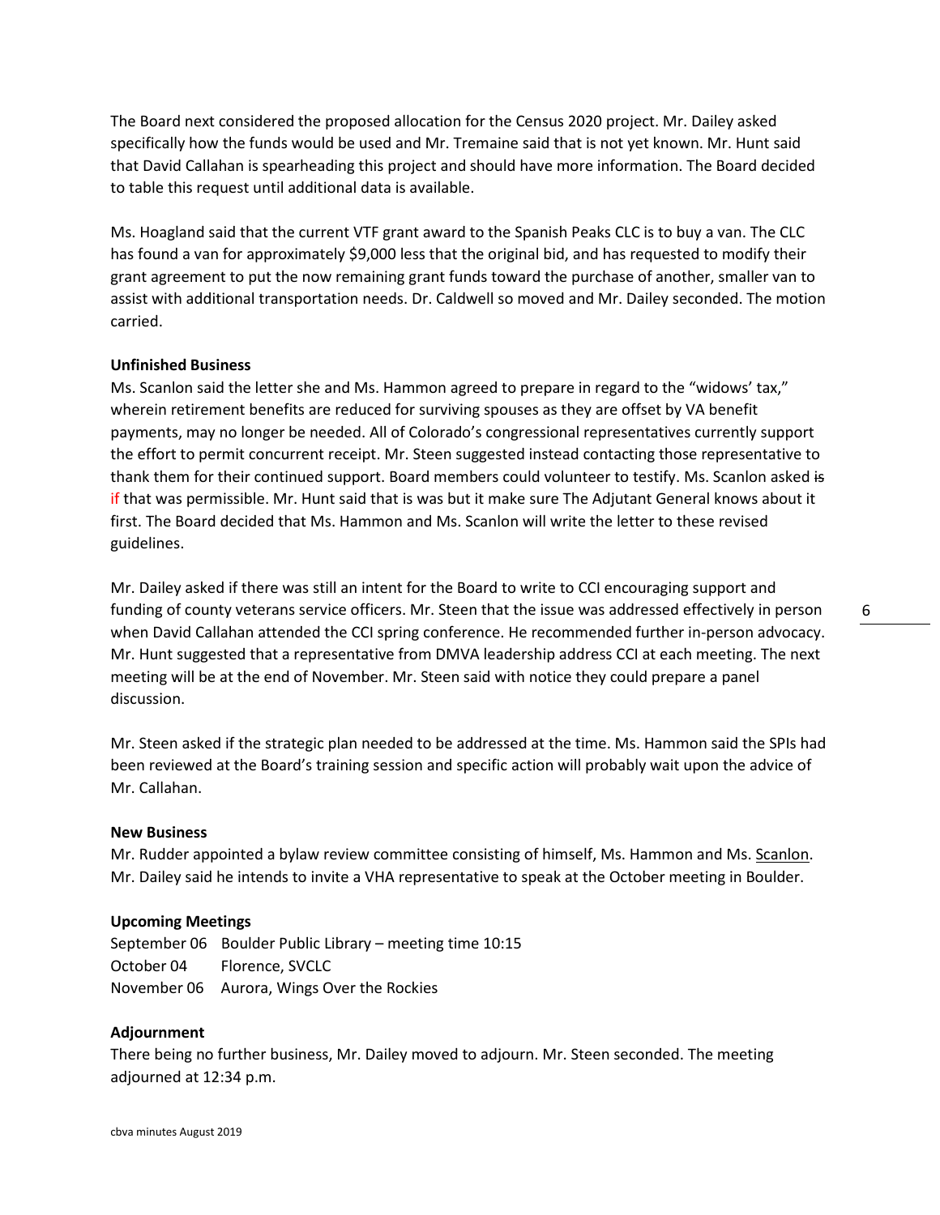The Board next considered the proposed allocation for the Census 2020 project. Mr. Dailey asked specifically how the funds would be used and Mr. Tremaine said that is not yet known. Mr. Hunt said that David Callahan is spearheading this project and should have more information. The Board decided to table this request until additional data is available.

Ms. Hoagland said that the current VTF grant award to the Spanish Peaks CLC is to buy a van. The CLC has found a van for approximately $9,000 less that the original bid, and has requested to modify their grant agreement to put the now remaining grant funds toward the purchase of another, smaller van to assist with additional transportation needs. Dr. Caldwell so moved and Mr. Dailey seconded. The motion carried.

**Unfinished Business**

Ms. Scanlon said the letter she and Ms. Hammon agreed to prepare in regard to the "widows' tax," wherein retirement benefits are reduced for surviving spouses as they are offset by VA benefit payments, may no longer be needed. All of Colorado's congressional representatives currently support the effort to permit concurrent receipt. Mr. Steen suggested instead contacting those representative to thank them for their continued support. Board members could volunteer to testify. Ms. Scanlon asked ~~is~~ if that was permissible. Mr. Hunt said that is was but it make sure The Adjutant General knows about it first. The Board decided that Ms. Hammon and Ms. Scanlon will write the letter to these revised guidelines.

Mr. Dailey asked if there was still an intent for the Board to write to CCI encouraging support and funding of county veterans service officers. Mr. Steen that the issue was addressed effectively in person when David Callahan attended the CCI spring conference. He recommended further in-person advocacy. Mr. Hunt suggested that a representative from DMVA leadership address CCI at each meeting. The next meeting will be at the end of November. Mr. Steen said with notice they could prepare a panel discussion.

Mr. Steen asked if the strategic plan needed to be addressed at the time. Ms. Hammon said the SPIs had been reviewed at the Board's training session and specific action will probably wait upon the advice of Mr. Callahan.

**New Business**

Mr. Rudder appointed a bylaw review committee consisting of himself, Ms. Hammon and Ms. Scanlon. Mr. Dailey said he intends to invite a VHA representative to speak at the October meeting in Boulder.

**Upcoming Meetings**

September 06 Boulder Public Library – meeting time 10:15
October 04 Florence, SVCLC
November 06 Aurora, Wings Over the Rockies

**Adjournment**

There being no further business, Mr. Dailey moved to adjourn. Mr. Steen seconded. The meeting adjourned at 12:34 p.m.